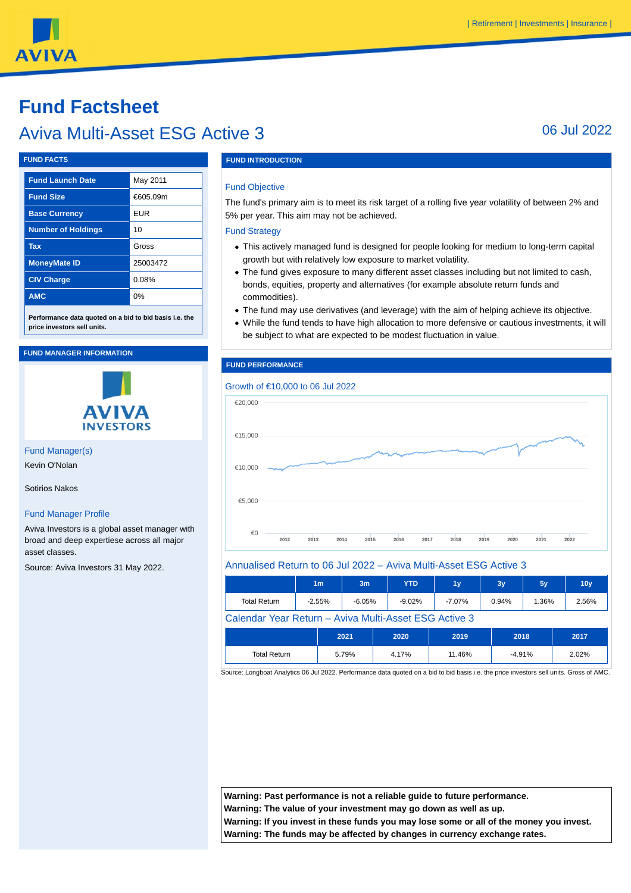# Fund Factsheet

## Aviva Multi-Asset ESG Active 3

06 Jul 2022

### FUND FACTS

| | |
|---|---|
| **Fund Launch Date** | May 2011 |
| **Fund Size** | €605.09m |
| **Base Currency** | EUR |
| **Number of Holdings** | 10 |
| **Tax** | Gross |
| **MoneyMate ID** | 25003472 |
| **CIV Charge** | 0.08% |
| **AMC** | 0% |

**Performance data quoted on a bid to bid basis i.e. the price investors sell units.**

### FUND MANAGER INFORMATION

AVIVA INVESTORS

Fund Manager(s)

Kevin O'Nolan

Sotirios Nakos

Fund Manager Profile

Aviva Investors is a global asset manager with broad and deep expertise across all major asset classes.

Source: Aviva Investors 31 May 2022.

### FUND INTRODUCTION

Fund Objective

The fund's primary aim is to meet its risk target of a rolling five year volatility of between 2% and 5% per year. This aim may not be achieved.

Fund Strategy

- This actively managed fund is designed for people looking for medium to long-term capital growth but with relatively low exposure to market volatility.
- The fund gives exposure to many different asset classes including but not limited to cash, bonds, equities, property and alternatives (for example absolute return funds and commodities).
- The fund may use derivatives (and leverage) with the aim of helping achieve its objective.
- While the fund tends to have high allocation to more defensive or cautious investments, it will be subject to what are expected to be modest fluctuation in value.

### FUND PERFORMANCE

Growth of €10,000 to 06 Jul 2022

Annualised Return to 06 Jul 2022 – Aviva Multi-Asset ESG Active 3

| | 1m | 3m | YTD | 1y | 3y | 5y | 10y |
|---|---|---|---|---|---|---|---|
| Total Return | -2.55% | -6.05% | -9.02% | -7.07% | 0.94% | 1.36% | 2.56% |

Calendar Year Return – Aviva Multi-Asset ESG Active 3

| | 2021 | 2020 | 2019 | 2018 | 2017 |
|---|---|---|---|---|---|
| Total Return | 5.79% | 4.17% | 11.46% | -4.91% | 2.02% |

Source: Longboat Analytics 06 Jul 2022. Performance data quoted on a bid to bid basis i.e. the price investors sell units. Gross of AMC.

**Warning: Past performance is not a reliable guide to future performance.**
**Warning: The value of your investment may go down as well as up.**
**Warning: If you invest in these funds you may lose some or all of the money you invest.**
**Warning: The funds may be affected by changes in currency exchange rates.**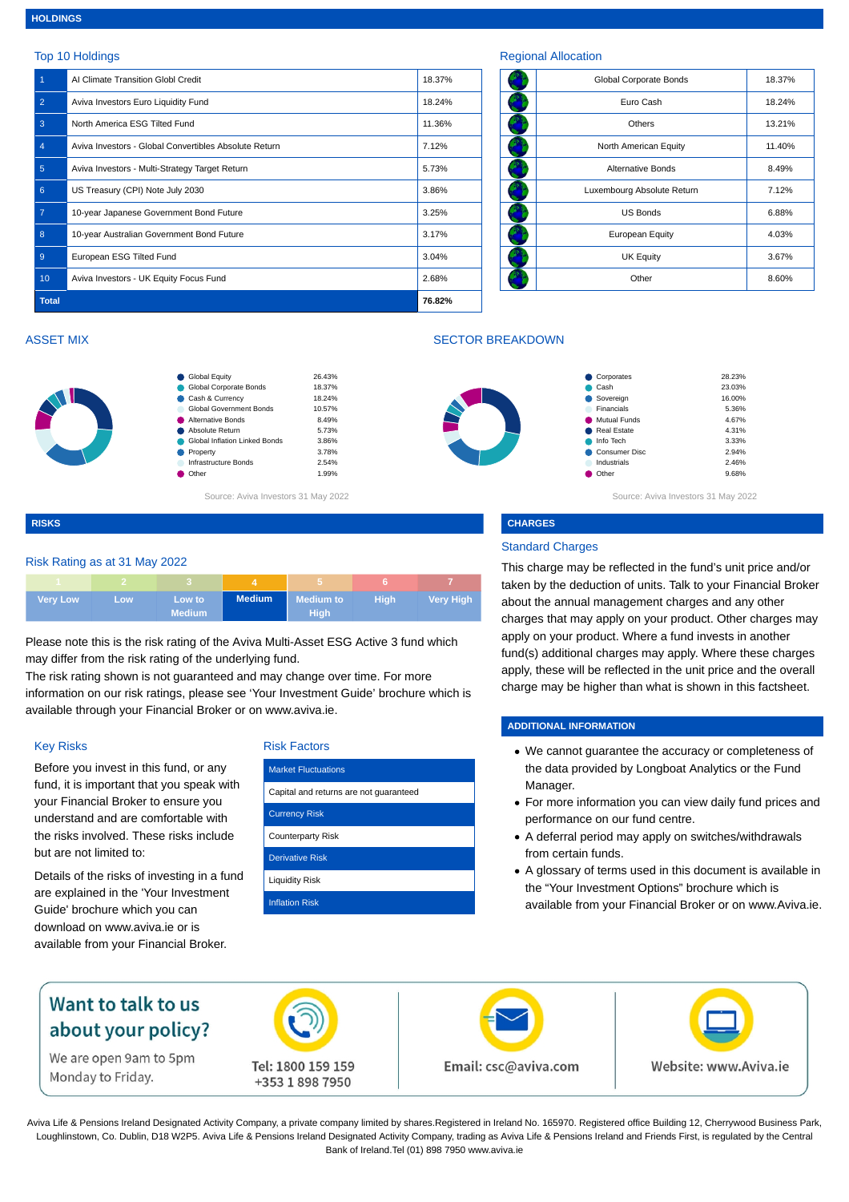## HOLDINGS

### Top 10 Holdings

| | | |
|---|---|---|
| 1 | AI Climate Transition Globl Credit | 18.37% |
| 2 | Aviva Investors Euro Liquidity Fund | 18.24% |
| 3 | North America ESG Tilted Fund | 11.36% |
| 4 | Aviva Investors - Global Convertibles Absolute Return | 7.12% |
| 5 | Aviva Investors - Multi-Strategy Target Return | 5.73% |
| 6 | US Treasury (CPI) Note July 2030 | 3.86% |
| 7 | 10-year Japanese Government Bond Future | 3.25% |
| 8 | 10-year Australian Government Bond Future | 3.17% |
| 9 | European ESG Tilted Fund | 3.04% |
| 10 | Aviva Investors - UK Equity Focus Fund | 2.68% |
| **Total** | | **76.82%** |

### Regional Allocation

| | |
|---|---|
| Global Corporate Bonds | 18.37% |
| Euro Cash | 18.24% |
| Others | 13.21% |
| North American Equity | 11.40% |
| Alternative Bonds | 8.49% |
| Luxembourg Absolute Return | 7.12% |
| US Bonds | 6.88% |
| European Equity | 4.03% |
| UK Equity | 3.67% |
| Other | 8.60% |

### ASSET MIX

Global Equity 26.43%
Global Corporate Bonds 18.37%
Cash & Currency 18.24%
Global Government Bonds 10.57%
Alternative Bonds 8.49%
Absolute Return 5.73%
Global Inflation Linked Bonds 3.86%
Property 3.78%
Infrastructure Bonds 2.54%
Other 1.99%

Source: Aviva Investors 31 May 2022

### SECTOR BREAKDOWN

Corporates 28.23%
Cash 23.03%
Sovereign 16.00%
Financials 5.36%
Mutual Funds 4.67%
Real Estate 4.31%
Info Tech 3.33%
Consumer Disc 2.94%
Industrials 2.46%
Other 9.68%

Source: Aviva Investors 31 May 2022

## RISKS

### Risk Rating as at 31 May 2022

| 1 | 2 | 3 | 4 | 5 | 6 | 7 |
|---|---|---|---|---|---|---|
| Very Low | Low | Low to Medium | **Medium** | Medium to High | High | Very High |

Please note this is the risk rating of the Aviva Multi-Asset ESG Active 3 fund which may differ from the risk rating of the underlying fund.
The risk rating shown is not guaranteed and may change over time. For more information on our risk ratings, please see 'Your Investment Guide' brochure which is available through your Financial Broker or on www.aviva.ie.

### Key Risks

Before you invest in this fund, or any fund, it is important that you speak with your Financial Broker to ensure you understand and are comfortable with the risks involved. These risks include but are not limited to:

Details of the risks of investing in a fund are explained in the 'Your Investment Guide' brochure which you can download on www.aviva.ie or is available from your Financial Broker.

### Risk Factors

| |
|---|
| Market Fluctuations |
| Capital and returns are not guaranteed |
| Currency Risk |
| Counterparty Risk |
| Derivative Risk |
| Liquidity Risk |
| Inflation Risk |

## CHARGES

### Standard Charges

This charge may be reflected in the fund's unit price and/or taken by the deduction of units. Talk to your Financial Broker about the annual management charges and any other charges that may apply on your product. Other charges may apply on your product. Where a fund invests in another fund(s) additional charges may apply. Where these charges apply, these will be reflected in the unit price and the overall charge may be higher than what is shown in this factsheet.

## ADDITIONAL INFORMATION

- We cannot guarantee the accuracy or completeness of the data provided by Longboat Analytics or the Fund Manager.
- For more information you can view daily fund prices and performance on our fund centre.
- A deferral period may apply on switches/withdrawals from certain funds.
- A glossary of terms used in this document is available in the "Your Investment Options" brochure which is available from your Financial Broker or on www.Aviva.ie.

**Want to talk to us about your policy?**

We are open 9am to 5pm Monday to Friday.

Tel: 1800 159 159
+353 1 898 7950

Email: csc@aviva.com

Website: www.Aviva.ie

Aviva Life & Pensions Ireland Designated Activity Company, a private company limited by shares.Registered in Ireland No. 165970. Registered office Building 12, Cherrywood Business Park, Loughlinstown, Co. Dublin, D18 W2P5. Aviva Life & Pensions Ireland Designated Activity Company, trading as Aviva Life & Pensions Ireland and Friends First, is regulated by the Central Bank of Ireland.Tel (01) 898 7950 www.aviva.ie